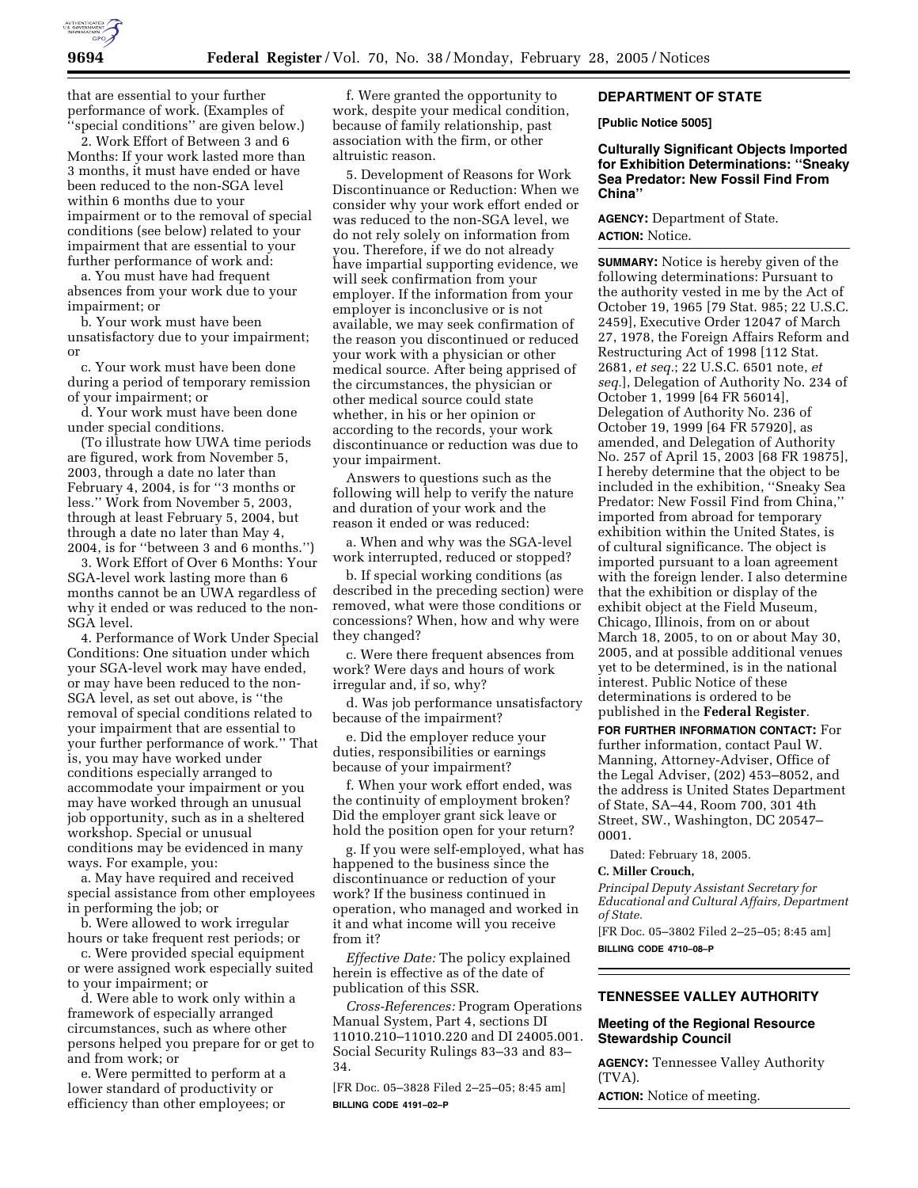that are essential to your further performance of work. (Examples of ''special conditions'' are given below.)

2. Work Effort of Between 3 and 6 Months: If your work lasted more than 3 months, it must have ended or have been reduced to the non-SGA level within 6 months due to your impairment or to the removal of special conditions (see below) related to your impairment that are essential to your further performance of work and:

a. You must have had frequent absences from your work due to your impairment; or

b. Your work must have been unsatisfactory due to your impairment; or

c. Your work must have been done during a period of temporary remission of your impairment; or

d. Your work must have been done under special conditions.

(To illustrate how UWA time periods are figured, work from November 5, 2003, through a date no later than February 4, 2004, is for ''3 months or less.'' Work from November 5, 2003, through at least February 5, 2004, but through a date no later than May 4, 2004, is for ''between 3 and 6 months.'')

3. Work Effort of Over 6 Months: Your SGA-level work lasting more than 6 months cannot be an UWA regardless of why it ended or was reduced to the non-SGA level.

4. Performance of Work Under Special Conditions: One situation under which your SGA-level work may have ended, or may have been reduced to the non-SGA level, as set out above, is ''the removal of special conditions related to your impairment that are essential to your further performance of work.'' That is, you may have worked under conditions especially arranged to accommodate your impairment or you may have worked through an unusual job opportunity, such as in a sheltered workshop. Special or unusual conditions may be evidenced in many ways. For example, you:

a. May have required and received special assistance from other employees in performing the job; or

b. Were allowed to work irregular hours or take frequent rest periods; or

c. Were provided special equipment or were assigned work especially suited to your impairment; or

d. Were able to work only within a framework of especially arranged circumstances, such as where other persons helped you prepare for or get to and from work; or

e. Were permitted to perform at a lower standard of productivity or efficiency than other employees; or

f. Were granted the opportunity to work, despite your medical condition, because of family relationship, past association with the firm, or other altruistic reason.

5. Development of Reasons for Work Discontinuance or Reduction: When we consider why your work effort ended or was reduced to the non-SGA level, we do not rely solely on information from you. Therefore, if we do not already have impartial supporting evidence, we will seek confirmation from your employer. If the information from your employer is inconclusive or is not available, we may seek confirmation of the reason you discontinued or reduced your work with a physician or other medical source. After being apprised of the circumstances, the physician or other medical source could state whether, in his or her opinion or according to the records, your work discontinuance or reduction was due to your impairment.

Answers to questions such as the following will help to verify the nature and duration of your work and the reason it ended or was reduced:

a. When and why was the SGA-level work interrupted, reduced or stopped?

b. If special working conditions (as described in the preceding section) were removed, what were those conditions or concessions? When, how and why were they changed?

c. Were there frequent absences from work? Were days and hours of work irregular and, if so, why?

d. Was job performance unsatisfactory because of the impairment?

e. Did the employer reduce your duties, responsibilities or earnings because of your impairment?

f. When your work effort ended, was the continuity of employment broken? Did the employer grant sick leave or hold the position open for your return?

g. If you were self-employed, what has happened to the business since the discontinuance or reduction of your work? If the business continued in operation, who managed and worked in it and what income will you receive from it?

*Effective Date:* The policy explained herein is effective as of the date of publication of this SSR.

*Cross-References:* Program Operations Manual System, Part 4, sections DI 11010.210–11010.220 and DI 24005.001. Social Security Rulings 83–33 and 83–34.

[FR Doc. 05–3828 Filed 2–25–05; 8:45 am]

**BILLING CODE 4191–02–P**

## DEPARTMENT OF STATE

**[Public Notice 5005]**

### Culturally Significant Objects Imported for Exhibition Determinations: ''Sneaky Sea Predator: New Fossil Find From China''

**AGENCY:** Department of State.

**ACTION:** Notice.

**SUMMARY:** Notice is hereby given of the following determinations: Pursuant to the authority vested in me by the Act of October 19, 1965 [79 Stat. 985; 22 U.S.C. 2459], Executive Order 12047 of March 27, 1978, the Foreign Affairs Reform and Restructuring Act of 1998 [112 Stat. 2681, *et seq.*; 22 U.S.C. 6501 note, *et seq.*], Delegation of Authority No. 234 of October 1, 1999 [64 FR 56014], Delegation of Authority No. 236 of October 19, 1999 [64 FR 57920], as amended, and Delegation of Authority No. 257 of April 15, 2003 [68 FR 19875], I hereby determine that the object to be included in the exhibition, ''Sneaky Sea Predator: New Fossil Find from China,'' imported from abroad for temporary exhibition within the United States, is of cultural significance. The object is imported pursuant to a loan agreement with the foreign lender. I also determine that the exhibition or display of the exhibit object at the Field Museum, Chicago, Illinois, from on or about March 18, 2005, to on or about May 30, 2005, and at possible additional venues yet to be determined, is in the national interest. Public Notice of these determinations is ordered to be published in the **Federal Register**.

**FOR FURTHER INFORMATION CONTACT:** For further information, contact Paul W. Manning, Attorney-Adviser, Office of the Legal Adviser, (202) 453–8052, and the address is United States Department of State, SA–44, Room 700, 301 4th Street, SW., Washington, DC 20547–0001.

Dated: February 18, 2005.

**C. Miller Crouch,**

*Principal Deputy Assistant Secretary for Educational and Cultural Affairs, Department of State.*

[FR Doc. 05–3802 Filed 2–25–05; 8:45 am]

**BILLING CODE 4710–08–P**

## TENNESSEE VALLEY AUTHORITY

### Meeting of the Regional Resource Stewardship Council

**AGENCY:** Tennessee Valley Authority (TVA).

**ACTION:** Notice of meeting.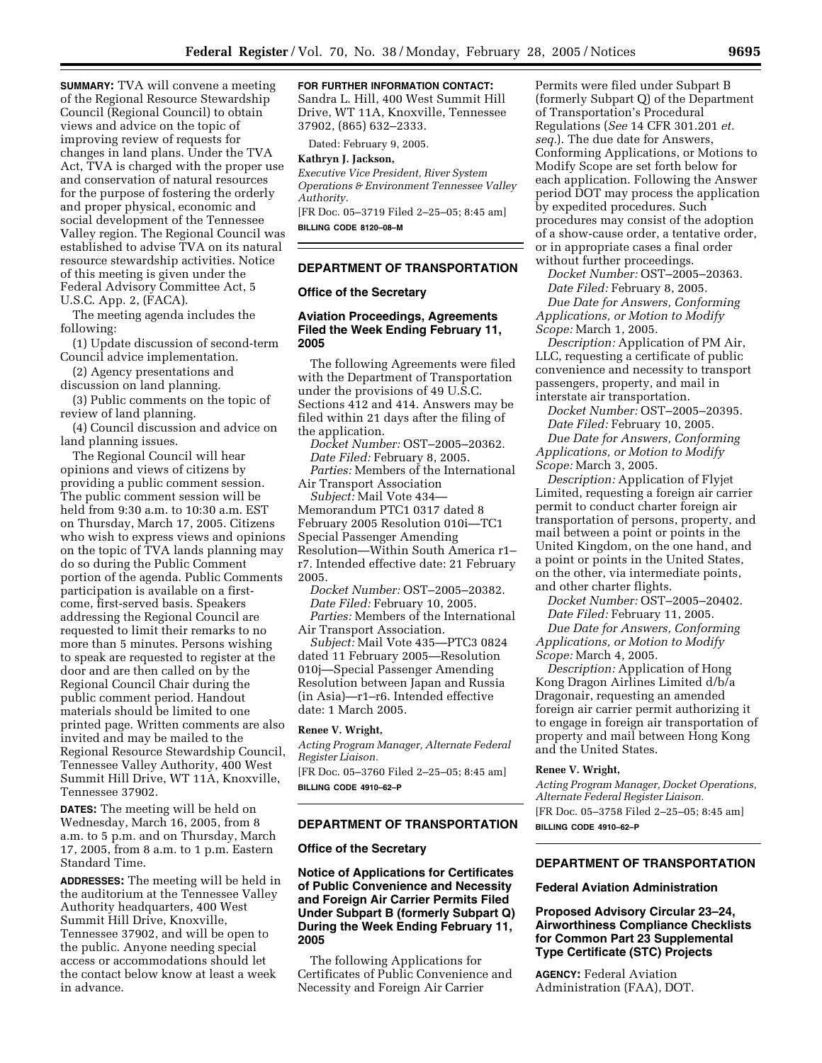**SUMMARY:** TVA will convene a meeting of the Regional Resource Stewardship Council (Regional Council) to obtain views and advice on the topic of improving review of requests for changes in land plans. Under the TVA Act, TVA is charged with the proper use and conservation of natural resources for the purpose of fostering the orderly and proper physical, economic and social development of the Tennessee Valley region. The Regional Council was established to advise TVA on its natural resource stewardship activities. Notice of this meeting is given under the Federal Advisory Committee Act, 5 U.S.C. App. 2, (FACA).

The meeting agenda includes the following:

(1) Update discussion of second-term Council advice implementation.

(2) Agency presentations and discussion on land planning.

(3) Public comments on the topic of review of land planning.

(4) Council discussion and advice on land planning issues.

The Regional Council will hear opinions and views of citizens by providing a public comment session. The public comment session will be held from 9:30 a.m. to 10:30 a.m. EST on Thursday, March 17, 2005. Citizens who wish to express views and opinions on the topic of TVA lands planning may do so during the Public Comment portion of the agenda. Public Comments participation is available on a first-come, first-served basis. Speakers addressing the Regional Council are requested to limit their remarks to no more than 5 minutes. Persons wishing to speak are requested to register at the door and are then called on by the Regional Council Chair during the public comment period. Handout materials should be limited to one printed page. Written comments are also invited and may be mailed to the Regional Resource Stewardship Council, Tennessee Valley Authority, 400 West Summit Hill Drive, WT 11A, Knoxville, Tennessee 37902.

**DATES:** The meeting will be held on Wednesday, March 16, 2005, from 8 a.m. to 5 p.m. and on Thursday, March 17, 2005, from 8 a.m. to 1 p.m. Eastern Standard Time.

**ADDRESSES:** The meeting will be held in the auditorium at the Tennessee Valley Authority headquarters, 400 West Summit Hill Drive, Knoxville, Tennessee 37902, and will be open to the public. Anyone needing special access or accommodations should let the contact below know at least a week in advance.

**FOR FURTHER INFORMATION CONTACT:** Sandra L. Hill, 400 West Summit Hill Drive, WT 11A, Knoxville, Tennessee 37902, (865) 632–2333.

Dated: February 9, 2005.

**Kathryn J. Jackson,**

*Executive Vice President, River System Operations & Environment Tennessee Valley Authority.*

[FR Doc. 05–3719 Filed 2–25–05; 8:45 am]

**BILLING CODE 8120–08–M**

---

## DEPARTMENT OF TRANSPORTATION

### Office of the Secretary

### Aviation Proceedings, Agreements Filed the Week Ending February 11, 2005

The following Agreements were filed with the Department of Transportation under the provisions of 49 U.S.C. Sections 412 and 414. Answers may be filed within 21 days after the filing of the application.

*Docket Number:* OST–2005–20362.

*Date Filed:* February 8, 2005.

*Parties:* Members of the International Air Transport Association

*Subject:* Mail Vote 434—Memorandum PTC1 0317 dated 8 February 2005 Resolution 010i—TC1 Special Passenger Amending Resolution—Within South America r1–r7. Intended effective date: 21 February 2005.

*Docket Number:* OST–2005–20382.

*Date Filed:* February 10, 2005.

*Parties:* Members of the International Air Transport Association.

*Subject:* Mail Vote 435—PTC3 0824 dated 11 February 2005—Resolution 010j—Special Passenger Amending Resolution between Japan and Russia (in Asia)—r1–r6. Intended effective date: 1 March 2005.

**Renee V. Wright,**

*Acting Program Manager, Alternate Federal Register Liaison.*

[FR Doc. 05–3760 Filed 2–25–05; 8:45 am]

**BILLING CODE 4910–62–P**

---

## DEPARTMENT OF TRANSPORTATION

### Office of the Secretary

### Notice of Applications for Certificates of Public Convenience and Necessity and Foreign Air Carrier Permits Filed Under Subpart B (formerly Subpart Q) During the Week Ending February 11, 2005

The following Applications for Certificates of Public Convenience and Necessity and Foreign Air Carrier Permits were filed under Subpart B (formerly Subpart Q) of the Department of Transportation's Procedural Regulations (*See* 14 CFR 301.201 *et. seq.*). The due date for Answers, Conforming Applications, or Motions to Modify Scope are set forth below for each application. Following the Answer period DOT may process the application by expedited procedures. Such procedures may consist of the adoption of a show-cause order, a tentative order, or in appropriate cases a final order without further proceedings.

*Docket Number:* OST–2005–20363.

*Date Filed:* February 8, 2005.

*Due Date for Answers, Conforming Applications, or Motion to Modify Scope:* March 1, 2005.

*Description:* Application of PM Air, LLC, requesting a certificate of public convenience and necessity to transport passengers, property, and mail in interstate air transportation.

*Docket Number:* OST–2005–20395.

*Date Filed:* February 10, 2005.

*Due Date for Answers, Conforming Applications, or Motion to Modify Scope:* March 3, 2005.

*Description:* Application of Flyjet Limited, requesting a foreign air carrier permit to conduct charter foreign air transportation of persons, property, and mail between a point or points in the United Kingdom, on the one hand, and a point or points in the United States, on the other, via intermediate points, and other charter flights.

*Docket Number:* OST–2005–20402.

*Date Filed:* February 11, 2005.

*Due Date for Answers, Conforming Applications, or Motion to Modify Scope:* March 4, 2005.

*Description:* Application of Hong Kong Dragon Airlines Limited d/b/a Dragonair, requesting an amended foreign air carrier permit authorizing it to engage in foreign air transportation of property and mail between Hong Kong and the United States.

**Renee V. Wright,**

*Acting Program Manager, Docket Operations, Alternate Federal Register Liaison.*

[FR Doc. 05–3758 Filed 2–25–05; 8:45 am]

**BILLING CODE 4910–62–P**

---

## DEPARTMENT OF TRANSPORTATION

### Federal Aviation Administration

### Proposed Advisory Circular 23–24, Airworthiness Compliance Checklists for Common Part 23 Supplemental Type Certificate (STC) Projects

**AGENCY:** Federal Aviation Administration (FAA), DOT.